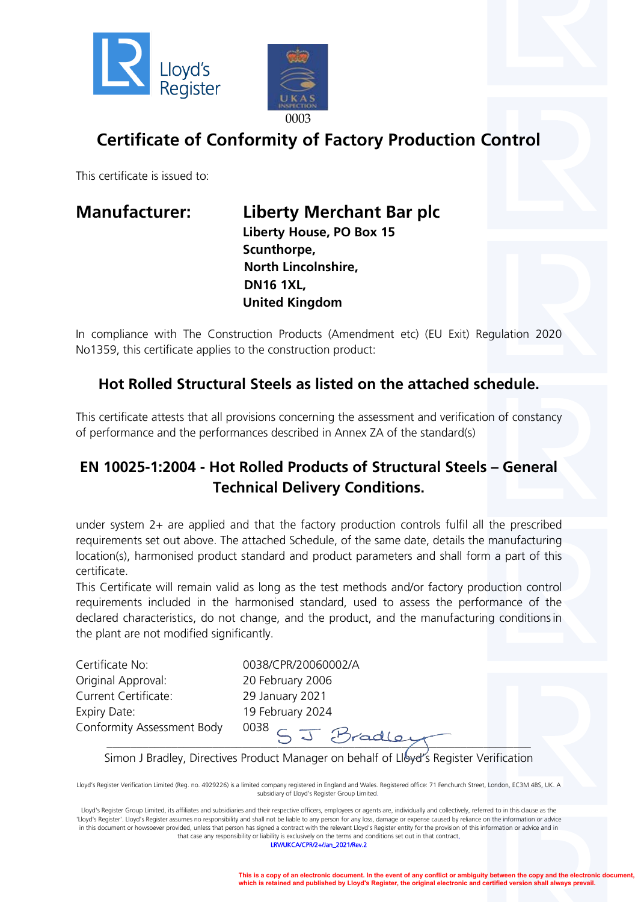Lloyd's Register

UKAS INSPECTION
0003

# Certificate of Conformity of Factory Production Control

This certificate is issued to:

**Manufacturer:** **Liberty Merchant Bar plc**
**Liberty House, PO Box 15**
**Scunthorpe,**
**North Lincolnshire,**
**DN16 1XL,**
**United Kingdom**

In compliance with The Construction Products (Amendment etc) (EU Exit) Regulation 2020 No1359, this certificate applies to the construction product:

## Hot Rolled Structural Steels as listed on the attached schedule.

This certificate attests that all provisions concerning the assessment and verification of constancy of performance and the performances described in Annex ZA of the standard(s)

## EN 10025-1:2004 - Hot Rolled Products of Structural Steels – General Technical Delivery Conditions.

under system 2+ are applied and that the factory production controls fulfil all the prescribed requirements set out above. The attached Schedule, of the same date, details the manufacturing location(s), harmonised product standard and product parameters and shall form a part of this certificate.
This Certificate will remain valid as long as the test methods and/or factory production control requirements included in the harmonised standard, used to assess the performance of the declared characteristics, do not change, and the product, and the manufacturing conditions in the plant are not modified significantly.

| | |
|---|---|
| Certificate No: | 0038/CPR/20060002/A |
| Original Approval: | 20 February 2006 |
| Current Certificate: | 29 January 2021 |
| Expiry Date: | 19 February 2024 |
| Conformity Assessment Body | 0038 |

S J Bradley

Simon J Bradley, Directives Product Manager on behalf of Lloyd's Register Verification

Lloyd's Register Verification Limited (Reg. no. 4929226) is a limited company registered in England and Wales. Registered office: 71 Fenchurch Street, London, EC3M 4BS, UK. A subsidiary of Lloyd's Register Group Limited.

Lloyd's Register Group Limited, its affiliates and subsidiaries and their respective officers, employees or agents are, individually and collectively, referred to in this clause as the 'Lloyd's Register'. Lloyd's Register assumes no responsibility and shall not be liable to any person for any loss, damage or expense caused by reliance on the information or advice in this document or howsoever provided, unless that person has signed a contract with the relevant Lloyd's Register entity for the provision of this information or advice and in that case any responsibility or liability is exclusively on the terms and conditions set out in that contract.
LRV/UKCA/CPR/2+/Jan_2021/Rev.2

**This is a copy of an electronic document. In the event of any conflict or ambiguity between the copy and the electronic document, which is retained and published by Lloyd's Register, the original electronic and certified version shall always prevail.**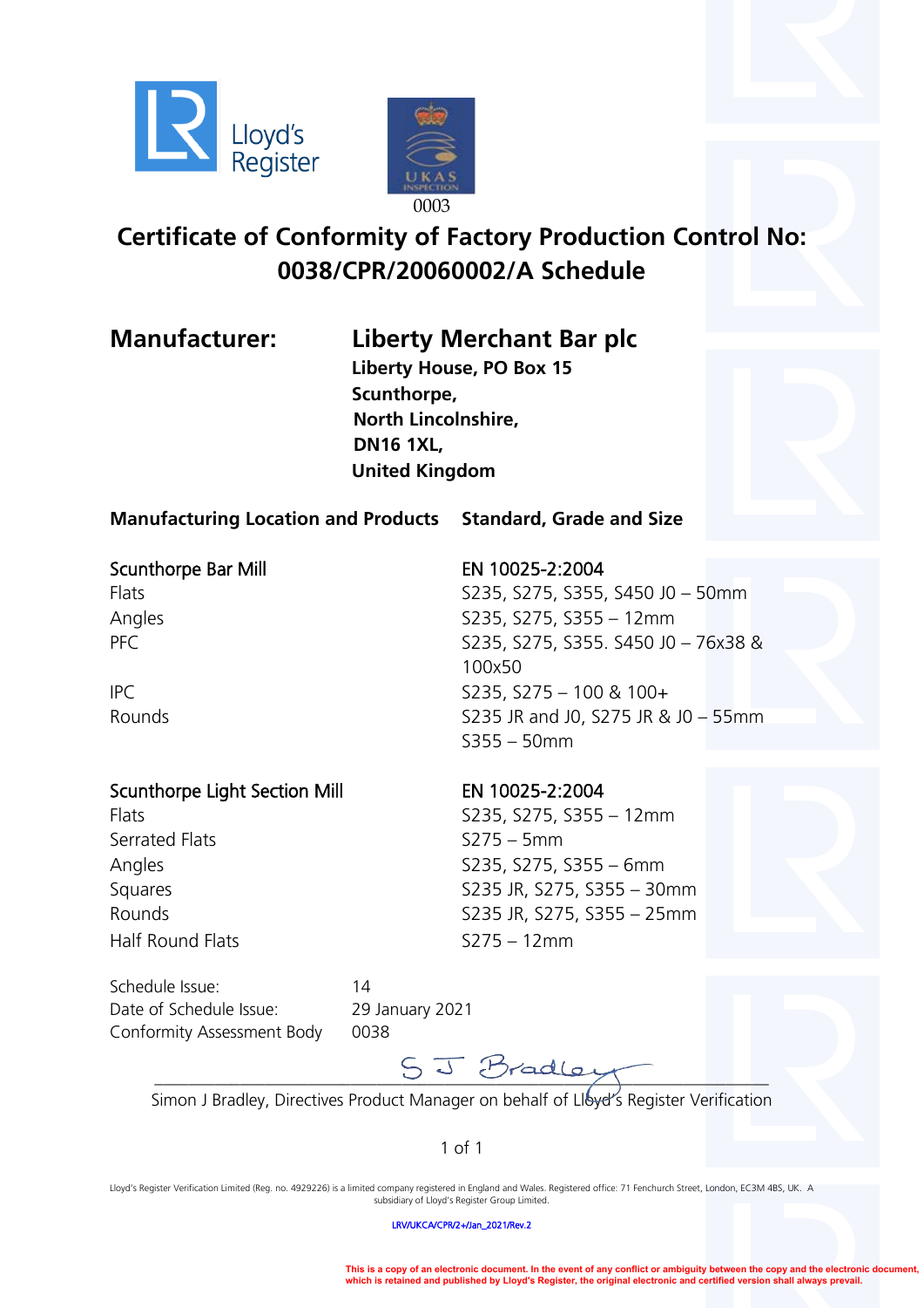Lloyd's Register

UKAS INSPECTION

0003

# Certificate of Conformity of Factory Production Control No: 0038/CPR/20060002/A Schedule

## Manufacturer: Liberty Merchant Bar plc

**Liberty House, PO Box 15**
**Scunthorpe,**
**North Lincolnshire,**
**DN16 1XL,**
**United Kingdom**

| Manufacturing Location and Products | Standard, Grade and Size |
| --- | --- |
| Scunthorpe Bar Mill | EN 10025-2:2004 |
| Flats | S235, S275, S355, S450 J0 – 50mm |
| Angles | S235, S275, S355 – 12mm |
| PFC | S235, S275, S355. S450 J0 – 76x38 & 100x50 |
| IPC | S235, S275 – 100 & 100+ |
| Rounds | S235 JR and J0, S275 JR & J0 – 55mm<br>S355 – 50mm |
| | |
| Scunthorpe Light Section Mill | EN 10025-2:2004 |
| Flats | S235, S275, S355 – 12mm |
| Serrated Flats | S275 – 5mm |
| Angles | S235, S275, S355 – 6mm |
| Squares | S235 JR, S275, S355 – 30mm |
| Rounds | S235 JR, S275, S355 – 25mm |
| Half Round Flats | S275 – 12mm |

| | |
| --- | --- |
| Schedule Issue: | 14 |
| Date of Schedule Issue: | 29 January 2021 |
| Conformity Assessment Body | 0038 |

S J Bradley

Simon J Bradley, Directives Product Manager on behalf of Lloyd's Register Verification

Lloyd's Register Verification Limited (Reg. no. 4929226) is a limited company registered in England and Wales. Registered office: 71 Fenchurch Street, London, EC3M 4BS, UK. A subsidiary of Lloyd's Register Group Limited.

LRV/UKCA/CPR/2+/Jan_2021/Rev.2

This is a copy of an electronic document. In the event of any conflict or ambiguity between the copy and the electronic document, which is retained and published by Lloyd's Register, the original electronic and certified version shall always prevail.